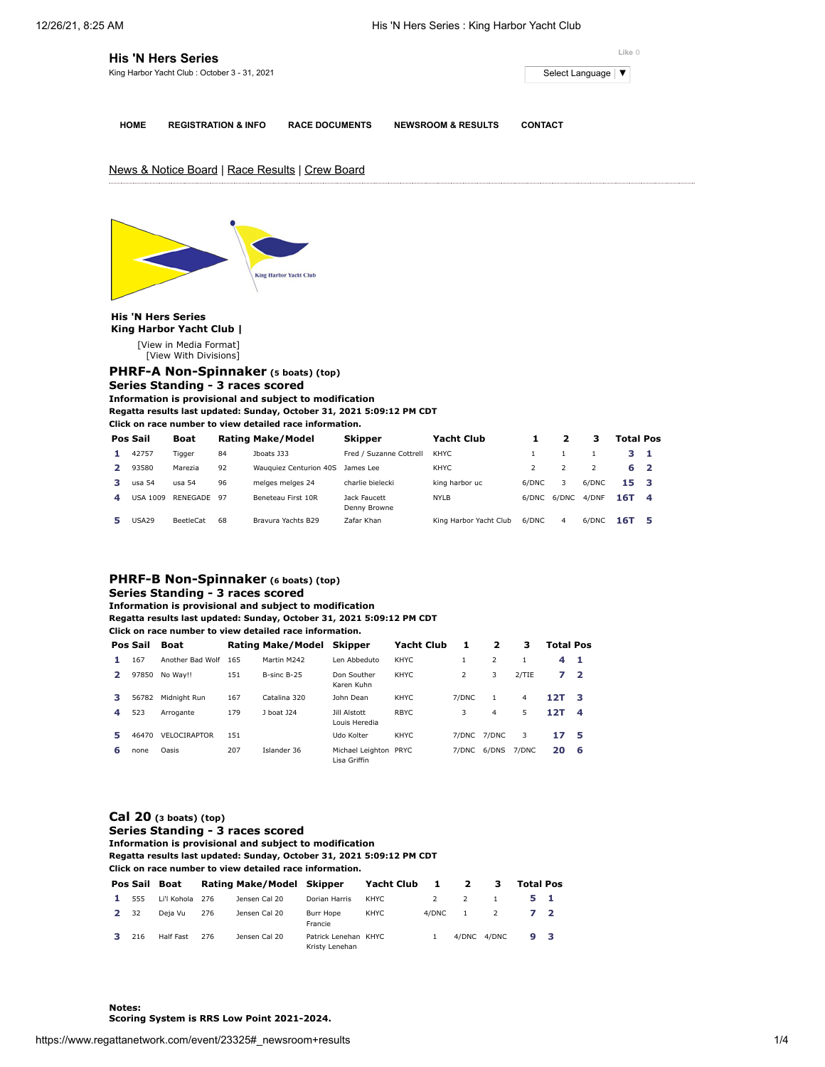# His 'N Hers Series

King Harbor Yacht Club : October 3 - 31, 2021

Like 0

Select Language ▼

HOME | REGISTRATION & INFO | RACE DOCUMENTS | NEWSROOM & RESULTS | CONTACT

News & Notice Board | Race Results | Crew Board

**His 'N Hers Series**
**King Harbor Yacht Club |**

[View in Media Format]
[View With Divisions]

## PHRF-A Non-Spinnaker (5 boats) (top)

### Series Standing - 3 races scored

**Information is provisional and subject to modification**
**Regatta results last updated: Sunday, October 31, 2021 5:09:12 PM CDT**
**Click on race number to view detailed race information.**

| Pos | Sail | Boat | Rating | Make/Model | Skipper | Yacht Club | 1 | 2 | 3 | Total | Pos |
|---|---|---|---|---|---|---|---|---|---|---|---|
| 1 | 42757 | Tigger | 84 | Jboats J33 | Fred / Suzanne Cottrell | KHYC | 1 | 1 | 1 | 3 | 1 |
| 2 | 93580 | Marezia | 92 | Wauquiez Centurion 40S | James Lee | KHYC | 2 | 2 | 2 | 6 | 2 |
| 3 | usa 54 | usa 54 | 96 | melges melges 24 | charlie bielecki | king harbor uc | 6/DNC | 3 | 6/DNC | 15 | 3 |
| 4 | USA 1009 | RENEGADE | 97 | Beneteau First 10R | Jack Faucett<br>Denny Browne | NYLB | 6/DNC | 6/DNC | 4/DNF | 16T | 4 |
| 5 | USA29 | BeetleCat | 68 | Bravura Yachts B29 | Zafar Khan | King Harbor Yacht Club | 6/DNC | 4 | 6/DNC | 16T | 5 |

## PHRF-B Non-Spinnaker (6 boats) (top)

### Series Standing - 3 races scored

**Information is provisional and subject to modification**
**Regatta results last updated: Sunday, October 31, 2021 5:09:12 PM CDT**
**Click on race number to view detailed race information.**

| Pos | Sail | Boat | Rating | Make/Model | Skipper | Yacht Club | 1 | 2 | 3 | Total | Pos |
|---|---|---|---|---|---|---|---|---|---|---|---|
| 1 | 167 | Another Bad Wolf | 165 | Martin M242 | Len Abbeduto | KHYC | 1 | 2 | 1 | 4 | 1 |
| 2 | 97850 | No Way!! | 151 | B-sinc B-25 | Don Souther<br>Karen Kuhn | KHYC | 2 | 3 | 2/TIE | 7 | 2 |
| 3 | 56782 | Midnight Run | 167 | Catalina 320 | John Dean | KHYC | 7/DNC | 1 | 4 | 12T | 3 |
| 4 | 523 | Arrogante | 179 | J boat J24 | Jill Alstott<br>Louis Heredia | RBYC | 3 | 4 | 5 | 12T | 4 |
| 5 | 46470 | VELOCIRAPTOR | 151 | | Udo Kolter | KHYC | 7/DNC | 7/DNC | 3 | 17 | 5 |
| 6 | none | Oasis | 207 | Islander 36 | Michael Leighton<br>Lisa Griffin | PRYC | 7/DNC | 6/DNS | 7/DNC | 20 | 6 |

## Cal 20 (3 boats) (top)

### Series Standing - 3 races scored

**Information is provisional and subject to modification**
**Regatta results last updated: Sunday, October 31, 2021 5:09:12 PM CDT**
**Click on race number to view detailed race information.**

| Pos | Sail | Boat | Rating | Make/Model | Skipper | Yacht Club | 1 | 2 | 3 | Total | Pos |
|---|---|---|---|---|---|---|---|---|---|---|---|
| 1 | 555 | Li'l Kohola | 276 | Jensen Cal 20 | Dorian Harris | KHYC | 2 | 2 | 1 | 5 | 1 |
| 2 | 32 | Deja Vu | 276 | Jensen Cal 20 | Burr Hope<br>Francie | KHYC | 4/DNC | 1 | 2 | 7 | 2 |
| 3 | 216 | Half Fast | 276 | Jensen Cal 20 | Patrick Lenehan<br>Kristy Lenehan | KHYC | 1 | 4/DNC | 4/DNC | 9 | 3 |

**Notes:**
**Scoring System is RRS Low Point 2021-2024.**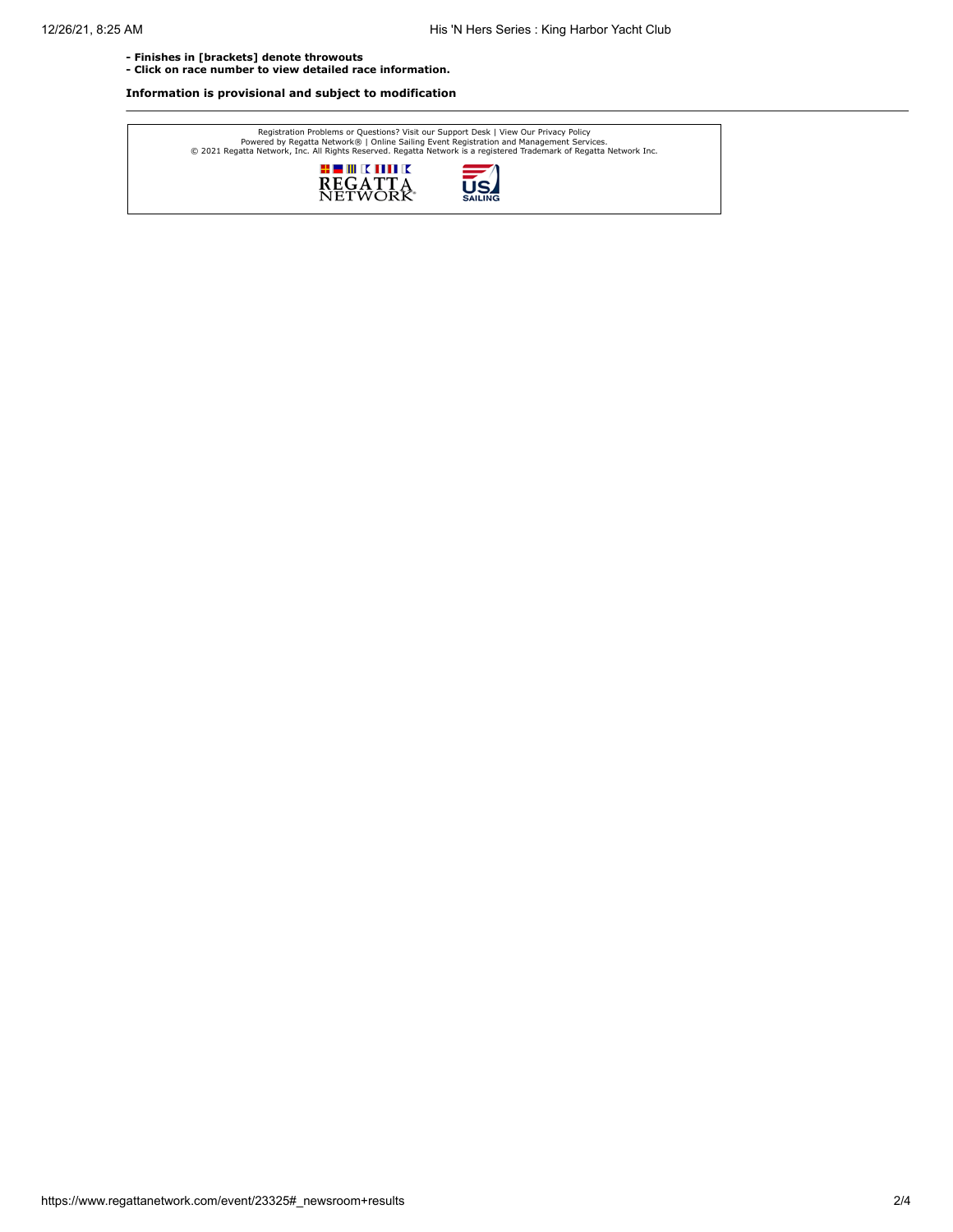**- Finishes in [brackets] denote throwouts**
**- Click on race number to view detailed race information.**

**Information is provisional and subject to modification**

---

Registration Problems or Questions? Visit our Support Desk | View Our Privacy Policy
Powered by Regatta Network® | Online Sailing Event Registration and Management Services.
© 2021 Regatta Network, Inc. All Rights Reserved. Regatta Network is a registered Trademark of Regatta Network Inc.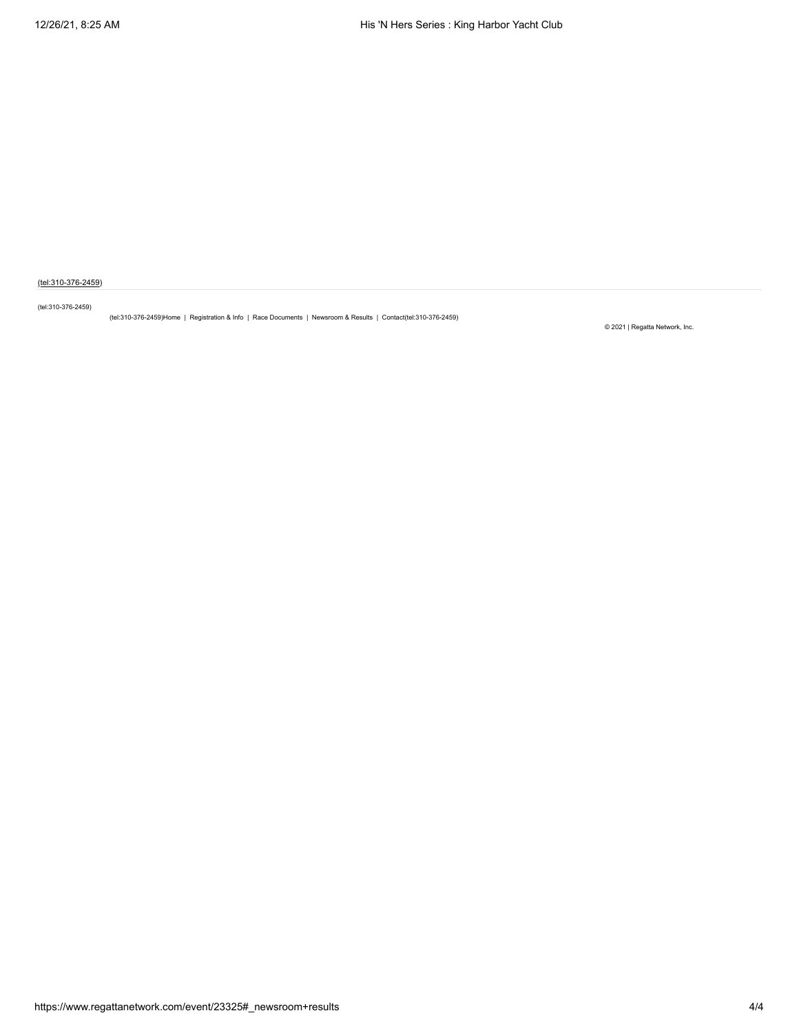(tel:310-376-2459)

(tel:310-376-2459)

(tel:310-376-2459)Home | Registration & Info | Race Documents | Newsroom & Results | Contact(tel:310-376-2459)

© 2021 | Regatta Network, Inc.